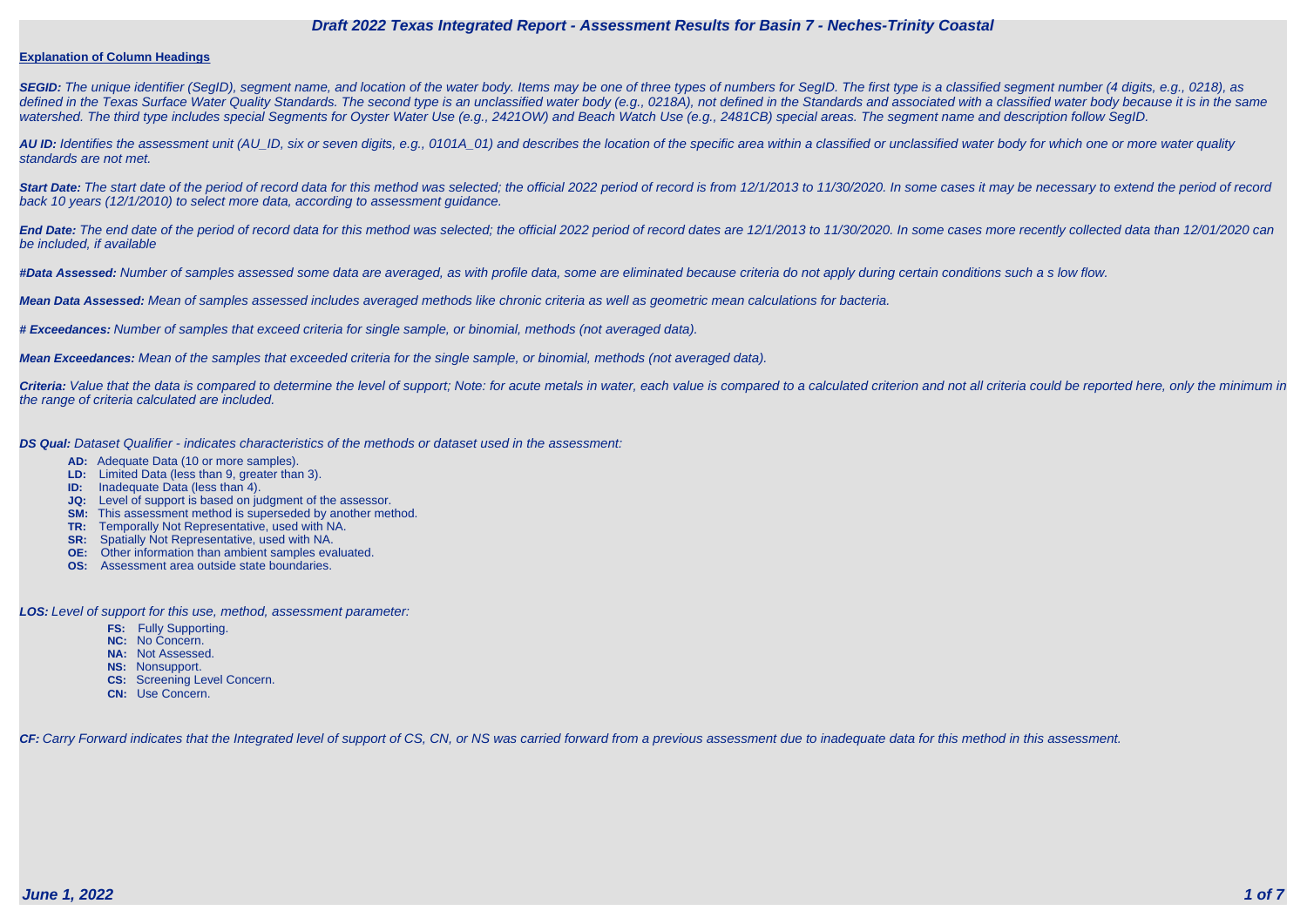# Draft 2022 Texas Integrated Report - Assessment Results for Basin 7 - Neches-Trinity Coastal

**Explanation of Column Headings**

***SEGID:*** *The unique identifier (SegID), segment name, and location of the water body. Items may be one of three types of numbers for SegID. The first type is a classified segment number (4 digits, e.g., 0218), as defined in the Texas Surface Water Quality Standards. The second type is an unclassified water body (e.g., 0218A), not defined in the Standards and associated with a classified water body because it is in the same watershed. The third type includes special Segments for Oyster Water Use (e.g., 2421OW) and Beach Watch Use (e.g., 2481CB) special areas. The segment name and description follow SegID.*

***AU ID:*** *Identifies the assessment unit (AU_ID, six or seven digits, e.g., 0101A_01) and describes the location of the specific area within a classified or unclassified water body for which one or more water quality standards are not met.*

***Start Date:*** *The start date of the period of record data for this method was selected; the official 2022 period of record is from 12/1/2013 to 11/30/2020. In some cases it may be necessary to extend the period of record back 10 years (12/1/2010) to select more data, according to assessment guidance.*

***End Date:*** *The end date of the period of record data for this method was selected; the official 2022 period of record dates are 12/1/2013 to 11/30/2020. In some cases more recently collected data than 12/01/2020 can be included, if available*

***#Data Assessed:*** *Number of samples assessed some data are averaged, as with profile data, some are eliminated because criteria do not apply during certain conditions such a s low flow.*

***Mean Data Assessed:*** *Mean of samples assessed includes averaged methods like chronic criteria as well as geometric mean calculations for bacteria.*

***# Exceedances:*** *Number of samples that exceed criteria for single sample, or binomial, methods (not averaged data).*

***Mean Exceedances:*** *Mean of the samples that exceeded criteria for the single sample, or binomial, methods (not averaged data).*

***Criteria:*** *Value that the data is compared to determine the level of support; Note: for acute metals in water, each value is compared to a calculated criterion and not all criteria could be reported here, only the minimum in the range of criteria calculated are included.*

***DS Qual:*** *Dataset Qualifier - indicates characteristics of the methods or dataset used in the assessment:*

- **AD:** Adequate Data (10 or more samples).
- **LD:** Limited Data (less than 9, greater than 3).
- **ID:** Inadequate Data (less than 4).
- **JQ:** Level of support is based on judgment of the assessor.
- **SM:** This assessment method is superseded by another method.
- **TR:** Temporally Not Representative, used with NA.
- **SR:** Spatially Not Representative, used with NA.
- **OE:** Other information than ambient samples evaluated.
- **OS:** Assessment area outside state boundaries.

***LOS:*** *Level of support for this use, method, assessment parameter:*

- **FS:** Fully Supporting.
- **NC:** No Concern.
- **NA:** Not Assessed.
- **NS:** Nonsupport.
- **CS:** Screening Level Concern.
- **CN:** Use Concern.

***CF:*** *Carry Forward indicates that the Integrated level of support of CS, CN, or NS was carried forward from a previous assessment due to inadequate data for this method in this assessment.*

*June 1, 2022*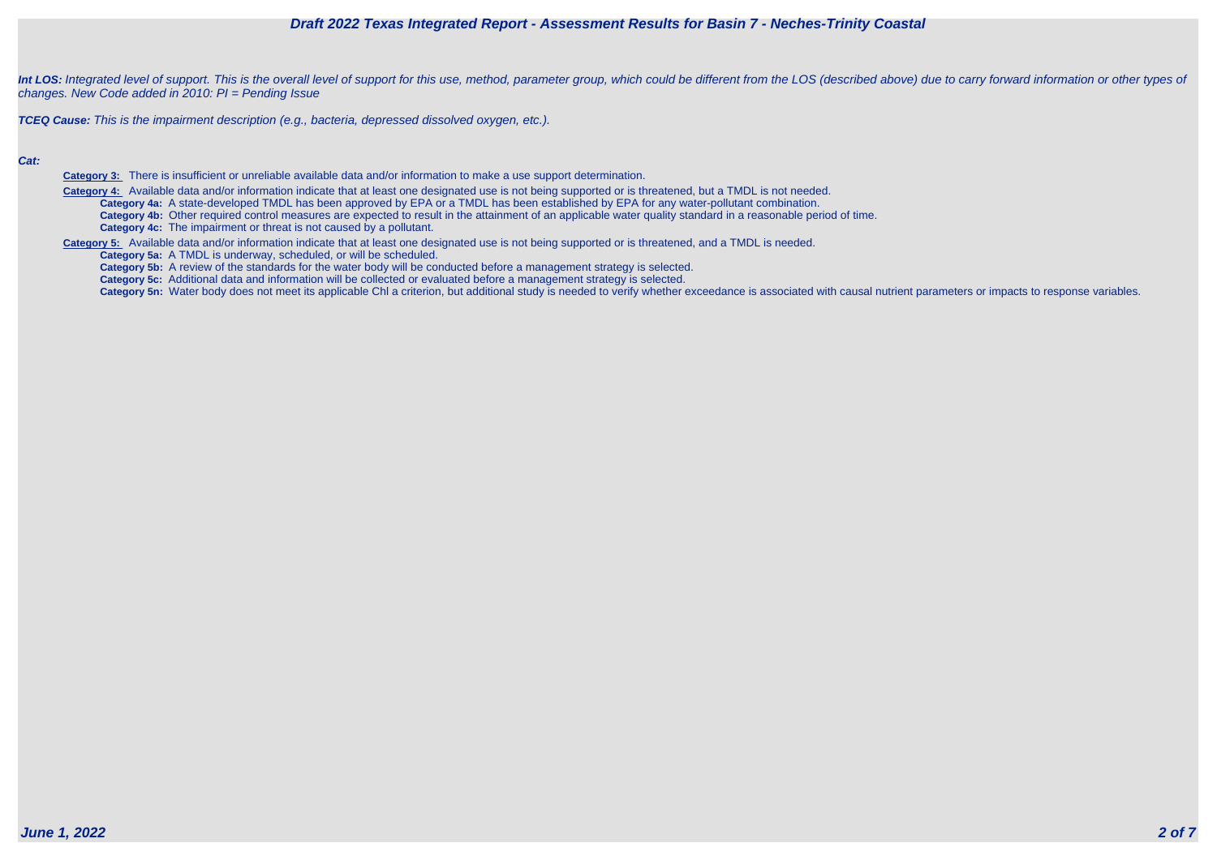***Int LOS:*** *Integrated level of support. This is the overall level of support for this use, method, parameter group, which could be different from the LOS (described above) due to carry forward information or other types of changes. New Code added in 2010: PI = Pending Issue*

***TCEQ Cause:*** *This is the impairment description (e.g., bacteria, depressed dissolved oxygen, etc.).*

***Cat:***

**Category 3:** There is insufficient or unreliable available data and/or information to make a use support determination.

**Category 4:** Available data and/or information indicate that at least one designated use is not being supported or is threatened, but a TMDL is not needed.

- **Category 4a:** A state-developed TMDL has been approved by EPA or a TMDL has been established by EPA for any water-pollutant combination.
- **Category 4b:** Other required control measures are expected to result in the attainment of an applicable water quality standard in a reasonable period of time.
- **Category 4c:** The impairment or threat is not caused by a pollutant.

**Category 5:** Available data and/or information indicate that at least one designated use is not being supported or is threatened, and a TMDL is needed.

- **Category 5a:** A TMDL is underway, scheduled, or will be scheduled.
- **Category 5b:** A review of the standards for the water body will be conducted before a management strategy is selected.
- **Category 5c:** Additional data and information will be collected or evaluated before a management strategy is selected.
- **Category 5n:** Water body does not meet its applicable Chl a criterion, but additional study is needed to verify whether exceedance is associated with causal nutrient parameters or impacts to response variables.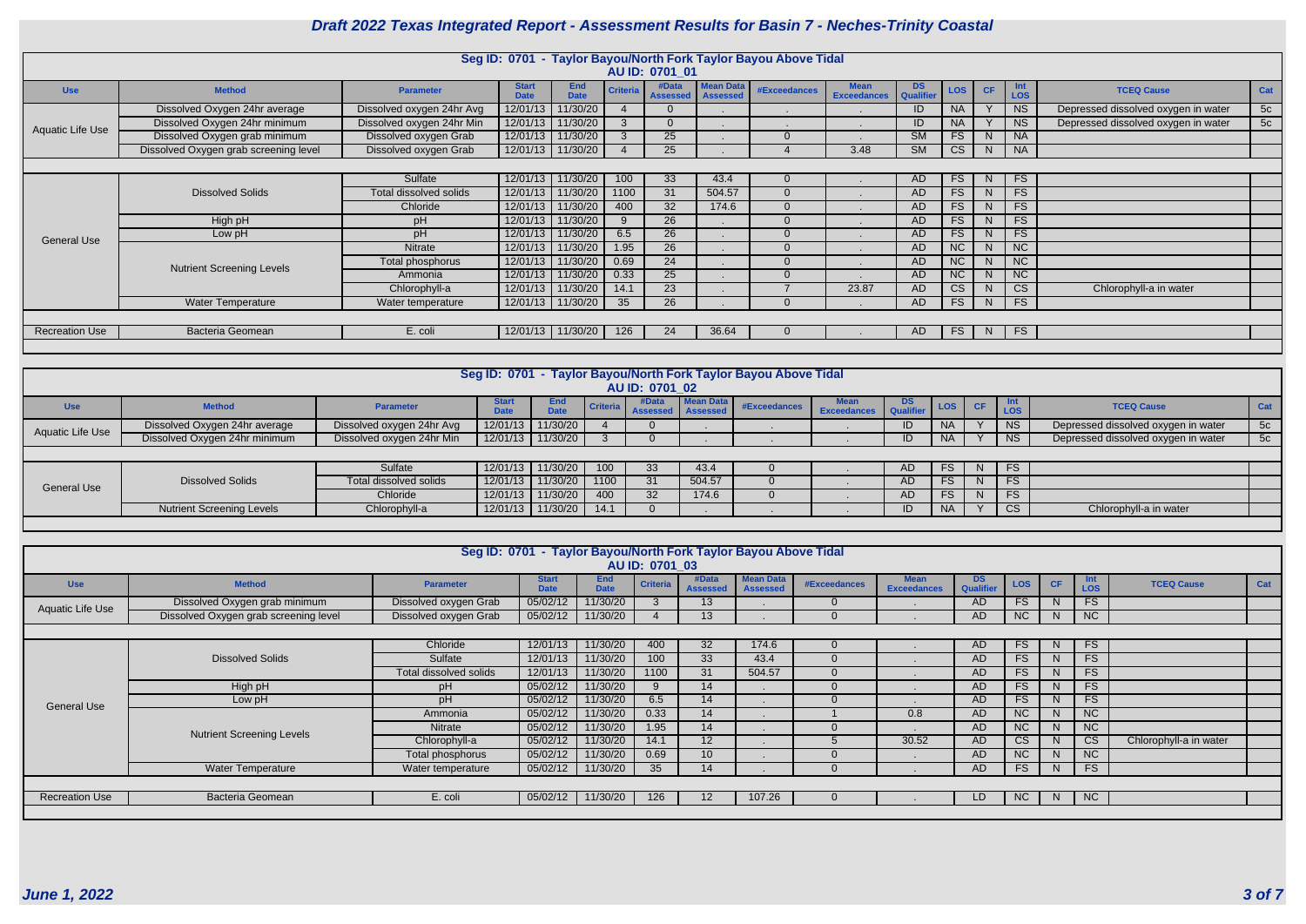# Draft 2022 Texas Integrated Report - Assessment Results for Basin 7 - Neches-Trinity Coastal

## Seg ID: 0701 - Taylor Bayou/North Fork Taylor Bayou Above Tidal

### AU ID: 0701_01

| Use | Method | Parameter | Start Date | End Date | Criteria | #Data Assessed | Mean Data Assessed | #Exceedances | Mean Exceedances | DS Qualifier | LOS | CF | Int LOS | TCEQ Cause | Cat |
|---|---|---|---|---|---|---|---|---|---|---|---|---|---|---|---|
| Aquatic Life Use | Dissolved Oxygen 24hr average | Dissolved oxygen 24hr Avg | 12/01/13 | 11/30/20 | 4 | 0 | . | . | . | ID | NA | Y | NS | Depressed dissolved oxygen in water | 5c |
| | Dissolved Oxygen 24hr minimum | Dissolved oxygen 24hr Min | 12/01/13 | 11/30/20 | 3 | 0 | . | . | . | ID | NA | Y | NS | Depressed dissolved oxygen in water | 5c |
| | Dissolved Oxygen grab minimum | Dissolved oxygen Grab | 12/01/13 | 11/30/20 | 3 | 25 | . | 0 | . | SM | FS | N | NA | | |
| | Dissolved Oxygen grab screening level | Dissolved oxygen Grab | 12/01/13 | 11/30/20 | 4 | 25 | . | 4 | 3.48 | SM | CS | N | NA | | |
| General Use | Dissolved Solids | Sulfate | 12/01/13 | 11/30/20 | 100 | 33 | 43.4 | 0 | . | AD | FS | N | FS | | |
| | | Total dissolved solids | 12/01/13 | 11/30/20 | 1100 | 31 | 504.57 | 0 | . | AD | FS | N | FS | | |
| | | Chloride | 12/01/13 | 11/30/20 | 400 | 32 | 174.6 | 0 | . | AD | FS | N | FS | | |
| | High pH | pH | 12/01/13 | 11/30/20 | 9 | 26 | . | 0 | . | AD | FS | N | FS | | |
| | Low pH | pH | 12/01/13 | 11/30/20 | 6.5 | 26 | . | 0 | . | AD | FS | N | FS | | |
| | Nutrient Screening Levels | Nitrate | 12/01/13 | 11/30/20 | 1.95 | 26 | . | 0 | . | AD | NC | N | NC | | |
| | | Total phosphorus | 12/01/13 | 11/30/20 | 0.69 | 24 | . | 0 | . | AD | NC | N | NC | | |
| | | Ammonia | 12/01/13 | 11/30/20 | 0.33 | 25 | . | 0 | . | AD | NC | N | NC | | |
| | | Chlorophyll-a | 12/01/13 | 11/30/20 | 14.1 | 23 | . | 7 | 23.87 | AD | CS | N | CS | Chlorophyll-a in water | |
| | Water Temperature | Water temperature | 12/01/13 | 11/30/20 | 35 | 26 | . | 0 | . | AD | FS | N | FS | | |
| Recreation Use | Bacteria Geomean | E. coli | 12/01/13 | 11/30/20 | 126 | 24 | 36.64 | 0 | . | AD | FS | N | FS | | |

## Seg ID: 0701 - Taylor Bayou/North Fork Taylor Bayou Above Tidal

### AU ID: 0701_02

| Use | Method | Parameter | Start Date | End Date | Criteria | #Data Assessed | Mean Data Assessed | #Exceedances | Mean Exceedances | DS Qualifier | LOS | CF | Int LOS | TCEQ Cause | Cat |
|---|---|---|---|---|---|---|---|---|---|---|---|---|---|---|---|
| Aquatic Life Use | Dissolved Oxygen 24hr average | Dissolved oxygen 24hr Avg | 12/01/13 | 11/30/20 | 4 | 0 | . | . | . | ID | NA | Y | NS | Depressed dissolved oxygen in water | 5c |
| | Dissolved Oxygen 24hr minimum | Dissolved oxygen 24hr Min | 12/01/13 | 11/30/20 | 3 | 0 | . | . | . | ID | NA | Y | NS | Depressed dissolved oxygen in water | 5c |
| General Use | Dissolved Solids | Sulfate | 12/01/13 | 11/30/20 | 100 | 33 | 43.4 | 0 | . | AD | FS | N | FS | | |
| | | Total dissolved solids | 12/01/13 | 11/30/20 | 1100 | 31 | 504.57 | 0 | . | AD | FS | N | FS | | |
| | | Chloride | 12/01/13 | 11/30/20 | 400 | 32 | 174.6 | 0 | . | AD | FS | N | FS | | |
| | Nutrient Screening Levels | Chlorophyll-a | 12/01/13 | 11/30/20 | 14.1 | 0 | . | . | . | ID | NA | Y | CS | Chlorophyll-a in water | |

## Seg ID: 0701 - Taylor Bayou/North Fork Taylor Bayou Above Tidal

### AU ID: 0701_03

| Use | Method | Parameter | Start Date | End Date | Criteria | #Data Assessed | Mean Data Assessed | #Exceedances | Mean Exceedances | DS Qualifier | LOS | CF | Int LOS | TCEQ Cause | Cat |
|---|---|---|---|---|---|---|---|---|---|---|---|---|---|---|---|
| Aquatic Life Use | Dissolved Oxygen grab minimum | Dissolved oxygen Grab | 05/02/12 | 11/30/20 | 3 | 13 | . | 0 | . | AD | FS | N | FS | | |
| | Dissolved Oxygen grab screening level | Dissolved oxygen Grab | 05/02/12 | 11/30/20 | 4 | 13 | . | 0 | . | AD | NC | N | NC | | |
| General Use | Dissolved Solids | Chloride | 12/01/13 | 11/30/20 | 400 | 32 | 174.6 | 0 | . | AD | FS | N | FS | | |
| | | Sulfate | 12/01/13 | 11/30/20 | 100 | 33 | 43.4 | 0 | . | AD | FS | N | FS | | |
| | | Total dissolved solids | 12/01/13 | 11/30/20 | 1100 | 31 | 504.57 | 0 | . | AD | FS | N | FS | | |
| | High pH | pH | 05/02/12 | 11/30/20 | 9 | 14 | . | 0 | . | AD | FS | N | FS | | |
| | Low pH | pH | 05/02/12 | 11/30/20 | 6.5 | 14 | . | 0 | . | AD | FS | N | FS | | |
| | Nutrient Screening Levels | Ammonia | 05/02/12 | 11/30/20 | 0.33 | 14 | . | 1 | 0.8 | AD | NC | N | NC | | |
| | | Nitrate | 05/02/12 | 11/30/20 | 1.95 | 14 | . | 0 | . | AD | NC | N | NC | | |
| | | Chlorophyll-a | 05/02/12 | 11/30/20 | 14.1 | 12 | . | 5 | 30.52 | AD | CS | N | CS | Chlorophyll-a in water | |
| | | Total phosphorus | 05/02/12 | 11/30/20 | 0.69 | 10 | . | 0 | . | AD | NC | N | NC | | |
| | Water Temperature | Water temperature | 05/02/12 | 11/30/20 | 35 | 14 | . | 0 | . | AD | FS | N | FS | | |
| Recreation Use | Bacteria Geomean | E. coli | 05/02/12 | 11/30/20 | 126 | 12 | 107.26 | 0 | . | LD | NC | N | NC | | |

*June 1, 2022*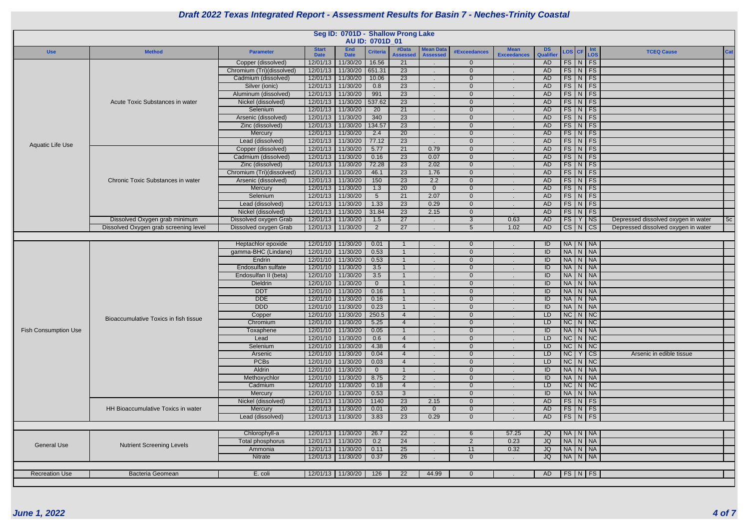# Draft 2022 Texas Integrated Report - Assessment Results for Basin 7 - Neches-Trinity Coastal

## Seg ID: 0701D - Shallow Prong Lake

### AU ID: 0701D_01

| Use | Method | Parameter | Start Date | End Date | Criteria | #Data Assessed | Mean Data Assessed | #Exceedances | Mean Exceedances | DS Qualifier | LOS | CF | Int LOS | TCEQ Cause | Cat |
|---|---|---|---|---|---|---|---|---|---|---|---|---|---|---|---|
| Aquatic Life Use | Acute Toxic Substances in water | Copper (dissolved) | 12/01/13 | 11/30/20 | 16.56 | 21 | . | 0 | . | AD | FS | N | FS | | |
| | | Chromium (Tri)(dissolved) | 12/01/13 | 11/30/20 | 651.31 | 23 | . | 0 | . | AD | FS | N | FS | | |
| | | Cadmium (dissolved) | 12/01/13 | 11/30/20 | 10.06 | 23 | . | 0 | . | AD | FS | N | FS | | |
| | | Silver (ionic) | 12/01/13 | 11/30/20 | 0.8 | 23 | . | 0 | . | AD | FS | N | FS | | |
| | | Aluminum (dissolved) | 12/01/13 | 11/30/20 | 991 | 23 | . | 0 | . | AD | FS | N | FS | | |
| | | Nickel (dissolved) | 12/01/13 | 11/30/20 | 537.62 | 23 | . | 0 | . | AD | FS | N | FS | | |
| | | Selenium | 12/01/13 | 11/30/20 | 20 | 21 | . | 0 | . | AD | FS | N | FS | | |
| | | Arsenic (dissolved) | 12/01/13 | 11/30/20 | 340 | 23 | . | 0 | . | AD | FS | N | FS | | |
| | | Zinc (dissolved) | 12/01/13 | 11/30/20 | 134.57 | 23 | . | 0 | . | AD | FS | N | FS | | |
| | | Mercury | 12/01/13 | 11/30/20 | 2.4 | 20 | . | 0 | . | AD | FS | N | FS | | |
| | | Lead (dissolved) | 12/01/13 | 11/30/20 | 77.12 | 23 | . | 0 | . | AD | FS | N | FS | | |
| | Chronic Toxic Substances in water | Copper (dissolved) | 12/01/13 | 11/30/20 | 5.77 | 21 | 0.79 | 0 | . | AD | FS | N | FS | | |
| | | Cadmium (dissolved) | 12/01/13 | 11/30/20 | 0.16 | 23 | 0.07 | 0 | . | AD | FS | N | FS | | |
| | | Zinc (dissolved) | 12/01/13 | 11/30/20 | 72.28 | 23 | 2.02 | 0 | . | AD | FS | N | FS | | |
| | | Chromium (Tri)(dissolved) | 12/01/13 | 11/30/20 | 46.1 | 23 | 1.76 | 0 | . | AD | FS | N | FS | | |
| | | Arsenic (dissolved) | 12/01/13 | 11/30/20 | 150 | 23 | 2.2 | 0 | . | AD | FS | N | FS | | |
| | | Mercury | 12/01/13 | 11/30/20 | 1.3 | 20 | 0 | 0 | . | AD | FS | N | FS | | |
| | | Selenium | 12/01/13 | 11/30/20 | 5 | 21 | 2.07 | 0 | . | AD | FS | N | FS | | |
| | | Lead (dissolved) | 12/01/13 | 11/30/20 | 1.33 | 23 | 0.29 | 0 | . | AD | FS | N | FS | | |
| | | Nickel (dissolved) | 12/01/13 | 11/30/20 | 31.84 | 23 | 2.15 | 0 | . | AD | FS | N | FS | | |
| | Dissolved Oxygen grab minimum | Dissolved oxygen Grab | 12/01/13 | 11/30/20 | 1.5 | 27 | . | 3 | 0.63 | AD | FS | Y | NS | Depressed dissolved oxygen in water | 5c |
| | Dissolved Oxygen grab screening level | Dissolved oxygen Grab | 12/01/13 | 11/30/20 | 2 | 27 | . | 5 | 1.02 | AD | CS | N | CS | Depressed dissolved oxygen in water | |
| Fish Consumption Use | Bioaccumulative Toxics in fish tissue | Heptachlor epoxide | 12/01/10 | 11/30/20 | 0.01 | 1 | . | 0 | . | ID | NA | N | NA | | |
| | | gamma-BHC (Lindane) | 12/01/10 | 11/30/20 | 0.53 | 1 | . | 0 | . | ID | NA | N | NA | | |
| | | Endrin | 12/01/10 | 11/30/20 | 0.53 | 1 | . | 0 | . | ID | NA | N | NA | | |
| | | Endosulfan sulfate | 12/01/10 | 11/30/20 | 3.5 | 1 | . | 0 | . | ID | NA | N | NA | | |
| | | Endosulfan II (beta) | 12/01/10 | 11/30/20 | 3.5 | 1 | . | 0 | . | ID | NA | N | NA | | |
| | | Dieldrin | 12/01/10 | 11/30/20 | 0 | 1 | . | 0 | . | ID | NA | N | NA | | |
| | | DDT | 12/01/10 | 11/30/20 | 0.16 | 1 | . | 0 | . | ID | NA | N | NA | | |
| | | DDE | 12/01/10 | 11/30/20 | 0.16 | 1 | . | 0 | . | ID | NA | N | NA | | |
| | | DDD | 12/01/10 | 11/30/20 | 0.23 | 1 | . | 0 | . | ID | NA | N | NA | | |
| | | Copper | 12/01/10 | 11/30/20 | 250.5 | 4 | . | 0 | . | LD | NC | N | NC | | |
| | | Chromium | 12/01/10 | 11/30/20 | 5.25 | 4 | . | 0 | . | LD | NC | N | NC | | |
| | | Toxaphene | 12/01/10 | 11/30/20 | 0.05 | 1 | . | 0 | . | ID | NA | N | NA | | |
| | | Lead | 12/01/10 | 11/30/20 | 0.6 | 4 | . | 0 | . | LD | NC | N | NC | | |
| | | Selenium | 12/01/10 | 11/30/20 | 4.38 | 4 | . | 0 | . | LD | NC | N | NC | | |
| | | Arsenic | 12/01/10 | 11/30/20 | 0.04 | 4 | . | 0 | . | LD | NC | Y | CS | Arsenic in edible tissue | |
| | | PCBs | 12/01/10 | 11/30/20 | 0.03 | 4 | . | 0 | . | LD | NC | N | NC | | |
| | | Aldrin | 12/01/10 | 11/30/20 | 0 | 1 | . | 0 | . | ID | NA | N | NA | | |
| | | Methoxychlor | 12/01/10 | 11/30/20 | 8.75 | 2 | . | 0 | . | ID | NA | N | NA | | |
| | | Cadmium | 12/01/10 | 11/30/20 | 0.18 | 4 | . | 0 | . | LD | NC | N | NC | | |
| | | Mercury | 12/01/10 | 11/30/20 | 0.53 | 3 | . | 0 | . | ID | NA | N | NA | | |
| | HH Bioaccumulative Toxics in water | Nickel (dissolved) | 12/01/13 | 11/30/20 | 1140 | 23 | 2.15 | 0 | . | AD | FS | N | FS | | |
| | | Mercury | 12/01/13 | 11/30/20 | 0.01 | 20 | 0 | 0 | . | AD | FS | N | FS | | |
| | | Lead (dissolved) | 12/01/13 | 11/30/20 | 3.83 | 23 | 0.29 | 0 | . | AD | FS | N | FS | | |
| General Use | Nutrient Screening Levels | Chlorophyll-a | 12/01/13 | 11/30/20 | 26.7 | 22 | . | 6 | 57.25 | JQ | NA | N | NA | | |
| | | Total phosphorus | 12/01/13 | 11/30/20 | 0.2 | 24 | . | 2 | 0.23 | JQ | NA | N | NA | | |
| | | Ammonia | 12/01/13 | 11/30/20 | 0.11 | 25 | . | 11 | 0.32 | JQ | NA | N | NA | | |
| | | Nitrate | 12/01/13 | 11/30/20 | 0.37 | 26 | . | 0 | . | JQ | NA | N | NA | | |
| Recreation Use | Bacteria Geomean | E. coli | 12/01/13 | 11/30/20 | 126 | 22 | 44.99 | 0 | . | AD | FS | N | FS | | |

*June 1, 2022*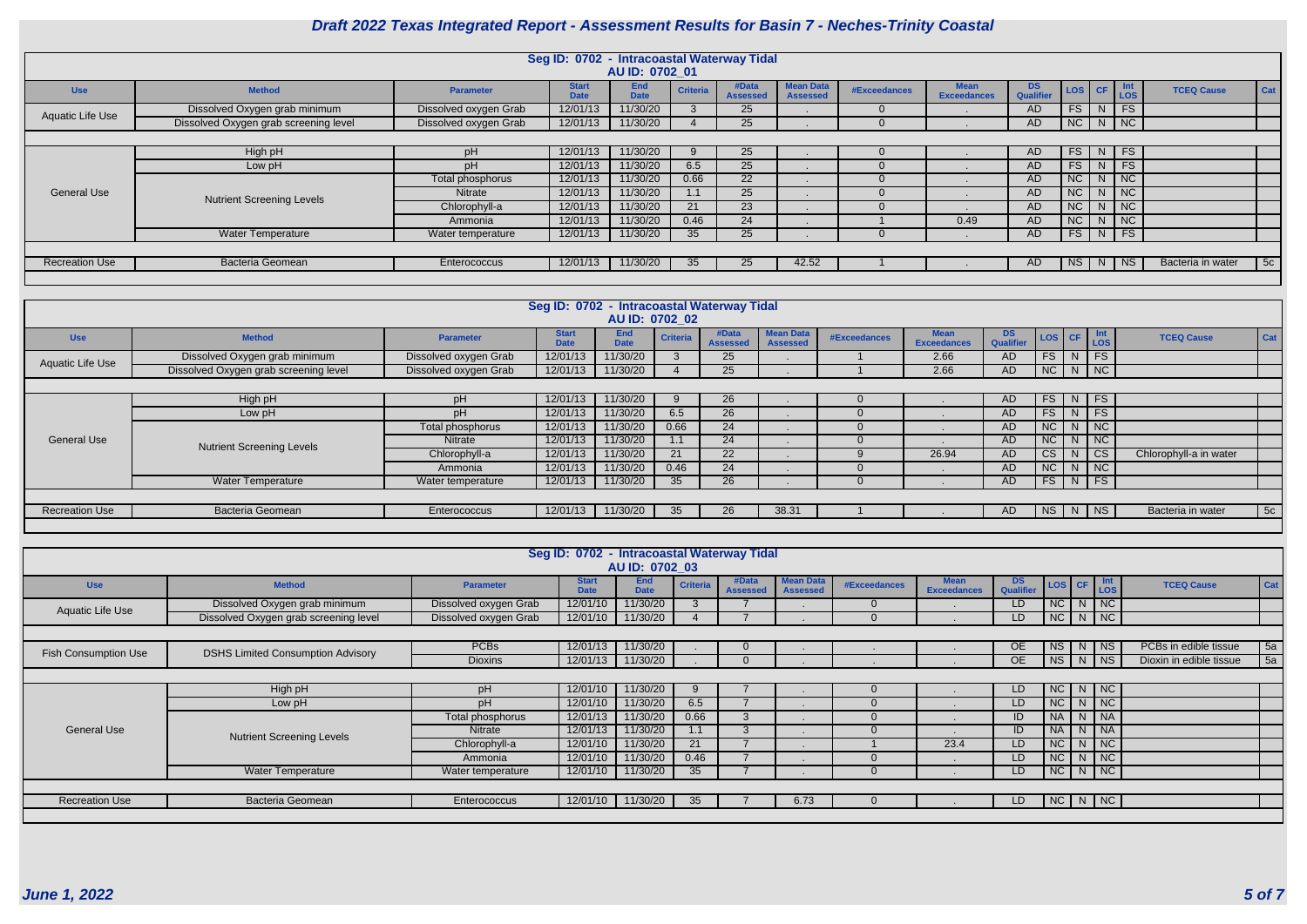# Draft 2022 Texas Integrated Report - Assessment Results for Basin 7 - Neches-Trinity Coastal

## Seg ID: 0702 - Intracoastal Waterway Tidal
### AU ID: 0702_01

| Use | Method | Parameter | Start Date | End Date | Criteria | #Data Assessed | Mean Data Assessed | #Exceedances | Mean Exceedances | DS Qualifier | LOS | CF | Int LOS | TCEQ Cause | Cat |
|---|---|---|---|---|---|---|---|---|---|---|---|---|---|---|---|
| Aquatic Life Use | Dissolved Oxygen grab minimum | Dissolved oxygen Grab | 12/01/13 | 11/30/20 | 3 | 25 | . | 0 | . | AD | FS | N | FS | | |
| | Dissolved Oxygen grab screening level | Dissolved oxygen Grab | 12/01/13 | 11/30/20 | 4 | 25 | . | 0 | . | AD | NC | N | NC | | |
| General Use | High pH | pH | 12/01/13 | 11/30/20 | 9 | 25 | . | 0 | . | AD | FS | N | FS | | |
| | Low pH | pH | 12/01/13 | 11/30/20 | 6.5 | 25 | . | 0 | . | AD | FS | N | FS | | |
| | Nutrient Screening Levels | Total phosphorus | 12/01/13 | 11/30/20 | 0.66 | 22 | . | 0 | . | AD | NC | N | NC | | |
| | | Nitrate | 12/01/13 | 11/30/20 | 1.1 | 25 | . | 0 | . | AD | NC | N | NC | | |
| | | Chlorophyll-a | 12/01/13 | 11/30/20 | 21 | 23 | . | 0 | . | AD | NC | N | NC | | |
| | | Ammonia | 12/01/13 | 11/30/20 | 0.46 | 24 | . | 1 | 0.49 | AD | NC | N | NC | | |
| | Water Temperature | Water temperature | 12/01/13 | 11/30/20 | 35 | 25 | . | 0 | . | AD | FS | N | FS | | |
| Recreation Use | Bacteria Geomean | Enterococcus | 12/01/13 | 11/30/20 | 35 | 25 | 42.52 | 1 | . | AD | NS | N | NS | Bacteria in water | 5c |

## Seg ID: 0702 - Intracoastal Waterway Tidal
### AU ID: 0702_02

| Use | Method | Parameter | Start Date | End Date | Criteria | #Data Assessed | Mean Data Assessed | #Exceedances | Mean Exceedances | DS Qualifier | LOS | CF | Int LOS | TCEQ Cause | Cat |
|---|---|---|---|---|---|---|---|---|---|---|---|---|---|---|---|
| Aquatic Life Use | Dissolved Oxygen grab minimum | Dissolved oxygen Grab | 12/01/13 | 11/30/20 | 3 | 25 | . | 1 | 2.66 | AD | FS | N | FS | | |
| | Dissolved Oxygen grab screening level | Dissolved oxygen Grab | 12/01/13 | 11/30/20 | 4 | 25 | . | 1 | 2.66 | AD | NC | N | NC | | |
| General Use | High pH | pH | 12/01/13 | 11/30/20 | 9 | 26 | . | 0 | . | AD | FS | N | FS | | |
| | Low pH | pH | 12/01/13 | 11/30/20 | 6.5 | 26 | . | 0 | . | AD | FS | N | FS | | |
| | Nutrient Screening Levels | Total phosphorus | 12/01/13 | 11/30/20 | 0.66 | 24 | . | 0 | . | AD | NC | N | NC | | |
| | | Nitrate | 12/01/13 | 11/30/20 | 1.1 | 24 | . | 0 | . | AD | NC | N | NC | | |
| | | Chlorophyll-a | 12/01/13 | 11/30/20 | 21 | 22 | . | 9 | 26.94 | AD | CS | N | CS | Chlorophyll-a in water | |
| | | Ammonia | 12/01/13 | 11/30/20 | 0.46 | 24 | . | 0 | . | AD | NC | N | NC | | |
| | Water Temperature | Water temperature | 12/01/13 | 11/30/20 | 35 | 26 | . | 0 | . | AD | FS | N | FS | | |
| Recreation Use | Bacteria Geomean | Enterococcus | 12/01/13 | 11/30/20 | 35 | 26 | 38.31 | 1 | . | AD | NS | N | NS | Bacteria in water | 5c |

## Seg ID: 0702 - Intracoastal Waterway Tidal
### AU ID: 0702_03

| Use | Method | Parameter | Start Date | End Date | Criteria | #Data Assessed | Mean Data Assessed | #Exceedances | Mean Exceedances | DS Qualifier | LOS | CF | Int LOS | TCEQ Cause | Cat |
|---|---|---|---|---|---|---|---|---|---|---|---|---|---|---|---|
| Aquatic Life Use | Dissolved Oxygen grab minimum | Dissolved oxygen Grab | 12/01/10 | 11/30/20 | 3 | 7 | . | 0 | . | LD | NC | N | NC | | |
| | Dissolved Oxygen grab screening level | Dissolved oxygen Grab | 12/01/10 | 11/30/20 | 4 | 7 | . | 0 | . | LD | NC | N | NC | | |
| Fish Consumption Use | DSHS Limited Consumption Advisory | PCBs | 12/01/13 | 11/30/20 | . | 0 | . | . | . | OE | NS | N | NS | PCBs in edible tissue | 5a |
| | | Dioxins | 12/01/13 | 11/30/20 | . | 0 | . | . | . | OE | NS | N | NS | Dioxin in edible tissue | 5a |
| General Use | High pH | pH | 12/01/10 | 11/30/20 | 9 | 7 | . | 0 | . | LD | NC | N | NC | | |
| | Low pH | pH | 12/01/10 | 11/30/20 | 6.5 | 7 | . | 0 | . | LD | NC | N | NC | | |
| | Nutrient Screening Levels | Total phosphorus | 12/01/13 | 11/30/20 | 0.66 | 3 | . | 0 | . | ID | NA | N | NA | | |
| | | Nitrate | 12/01/13 | 11/30/20 | 1.1 | 3 | . | 0 | . | ID | NA | N | NA | | |
| | | Chlorophyll-a | 12/01/10 | 11/30/20 | 21 | 7 | . | 1 | 23.4 | LD | NC | N | NC | | |
| | | Ammonia | 12/01/10 | 11/30/20 | 0.46 | 7 | . | 0 | . | LD | NC | N | NC | | |
| | Water Temperature | Water temperature | 12/01/10 | 11/30/20 | 35 | 7 | . | 0 | . | LD | NC | N | NC | | |
| Recreation Use | Bacteria Geomean | Enterococcus | 12/01/10 | 11/30/20 | 35 | 7 | 6.73 | 0 | . | LD | NC | N | NC | | |

June 1, 2022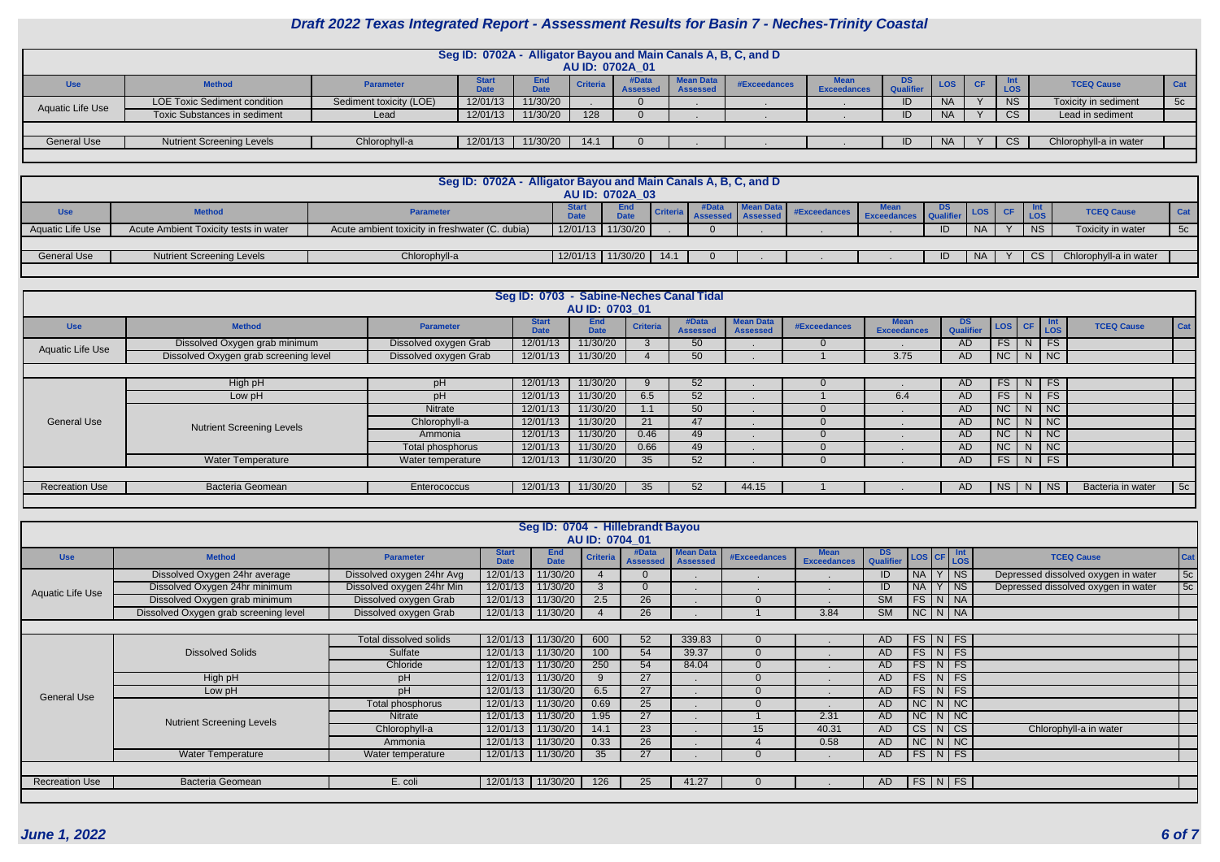# Draft 2022 Texas Integrated Report - Assessment Results for Basin 7 - Neches-Trinity Coastal

## Seg ID: 0702A - Alligator Bayou and Main Canals A, B, C, and D

### AU ID: 0702A_01

| Use | Method | Parameter | Start Date | End Date | Criteria | #Data Assessed | Mean Data Assessed | #Exceedances | Mean Exceedances | DS Qualifier | LOS | CF | Int LOS | TCEQ Cause | Cat |
|---|---|---|---|---|---|---|---|---|---|---|---|---|---|---|---|
| Aquatic Life Use | LOE Toxic Sediment condition | Sediment toxicity (LOE) | 12/01/13 | 11/30/20 | . | 0 | . | . | . | ID | NA | Y | NS | Toxicity in sediment | 5c |
| | Toxic Substances in sediment | Lead | 12/01/13 | 11/30/20 | 128 | 0 | . | . | . | ID | NA | Y | CS | Lead in sediment | |
| General Use | Nutrient Screening Levels | Chlorophyll-a | 12/01/13 | 11/30/20 | 14.1 | 0 | . | . | . | ID | NA | Y | CS | Chlorophyll-a in water | |

## Seg ID: 0702A - Alligator Bayou and Main Canals A, B, C, and D

### AU ID: 0702A_03

| Use | Method | Parameter | Start Date | End Date | Criteria | #Data Assessed | Mean Data Assessed | #Exceedances | Mean Exceedances | DS Qualifier | LOS | CF | Int LOS | TCEQ Cause | Cat |
|---|---|---|---|---|---|---|---|---|---|---|---|---|---|---|---|
| Aquatic Life Use | Acute Ambient Toxicity tests in water | Acute ambient toxicity in freshwater (C. dubia) | 12/01/13 | 11/30/20 | . | 0 | . | . | . | ID | NA | Y | NS | Toxicity in water | 5c |
| General Use | Nutrient Screening Levels | Chlorophyll-a | 12/01/13 | 11/30/20 | 14.1 | 0 | . | . | . | ID | NA | Y | CS | Chlorophyll-a in water | |

## Seg ID: 0703 - Sabine-Neches Canal Tidal

### AU ID: 0703_01

| Use | Method | Parameter | Start Date | End Date | Criteria | #Data Assessed | Mean Data Assessed | #Exceedances | Mean Exceedances | DS Qualifier | LOS | CF | Int LOS | TCEQ Cause | Cat |
|---|---|---|---|---|---|---|---|---|---|---|---|---|---|---|---|
| Aquatic Life Use | Dissolved Oxygen grab minimum | Dissolved oxygen Grab | 12/01/13 | 11/30/20 | 3 | 50 | . | 0 | . | AD | FS | N | FS | | |
| | Dissolved Oxygen grab screening level | Dissolved oxygen Grab | 12/01/13 | 11/30/20 | 4 | 50 | . | 1 | 3.75 | AD | NC | N | NC | | |
| General Use | High pH | pH | 12/01/13 | 11/30/20 | 9 | 52 | . | 0 | . | AD | FS | N | FS | | |
| | Low pH | pH | 12/01/13 | 11/30/20 | 6.5 | 52 | . | 1 | 6.4 | AD | FS | N | FS | | |
| | Nutrient Screening Levels | Nitrate | 12/01/13 | 11/30/20 | 1.1 | 50 | . | 0 | . | AD | NC | N | NC | | |
| | | Chlorophyll-a | 12/01/13 | 11/30/20 | 21 | 47 | . | 0 | . | AD | NC | N | NC | | |
| | | Ammonia | 12/01/13 | 11/30/20 | 0.46 | 49 | . | 0 | . | AD | NC | N | NC | | |
| | | Total phosphorus | 12/01/13 | 11/30/20 | 0.66 | 49 | . | 0 | . | AD | NC | N | NC | | |
| | Water Temperature | Water temperature | 12/01/13 | 11/30/20 | 35 | 52 | . | 0 | . | AD | FS | N | FS | | |
| Recreation Use | Bacteria Geomean | Enterococcus | 12/01/13 | 11/30/20 | 35 | 52 | 44.15 | 1 | . | AD | NS | N | NS | Bacteria in water | 5c |

## Seg ID: 0704 - Hillebrandt Bayou

### AU ID: 0704_01

| Use | Method | Parameter | Start Date | End Date | Criteria | #Data Assessed | Mean Data Assessed | #Exceedances | Mean Exceedances | DS Qualifier | LOS | CF | Int LOS | TCEQ Cause | Cat |
|---|---|---|---|---|---|---|---|---|---|---|---|---|---|---|---|
| Aquatic Life Use | Dissolved Oxygen 24hr average | Dissolved oxygen 24hr Avg | 12/01/13 | 11/30/20 | 4 | 0 | . | . | . | ID | NA | Y | NS | Depressed dissolved oxygen in water | 5c |
| | Dissolved Oxygen 24hr minimum | Dissolved oxygen 24hr Min | 12/01/13 | 11/30/20 | 3 | 0 | . | . | . | ID | NA | Y | NS | Depressed dissolved oxygen in water | 5c |
| | Dissolved Oxygen grab minimum | Dissolved oxygen Grab | 12/01/13 | 11/30/20 | 2.5 | 26 | . | 0 | . | SM | FS | N | NA | | |
| | Dissolved Oxygen grab screening level | Dissolved oxygen Grab | 12/01/13 | 11/30/20 | 4 | 26 | . | 1 | 3.84 | SM | NC | N | NA | | |
| General Use | Dissolved Solids | Total dissolved solids | 12/01/13 | 11/30/20 | 600 | 52 | 339.83 | 0 | . | AD | FS | N | FS | | |
| | | Sulfate | 12/01/13 | 11/30/20 | 100 | 54 | 39.37 | 0 | . | AD | FS | N | FS | | |
| | | Chloride | 12/01/13 | 11/30/20 | 250 | 54 | 84.04 | 0 | . | AD | FS | N | FS | | |
| | High pH | pH | 12/01/13 | 11/30/20 | 9 | 27 | . | 0 | . | AD | FS | N | FS | | |
| | Low pH | pH | 12/01/13 | 11/30/20 | 6.5 | 27 | . | 0 | . | AD | FS | N | FS | | |
| | Nutrient Screening Levels | Total phosphorus | 12/01/13 | 11/30/20 | 0.69 | 25 | . | 0 | . | AD | NC | N | NC | | |
| | | Nitrate | 12/01/13 | 11/30/20 | 1.95 | 27 | . | 1 | 2.31 | AD | NC | N | NC | | |
| | | Chlorophyll-a | 12/01/13 | 11/30/20 | 14.1 | 23 | . | 15 | 40.31 | AD | CS | N | CS | Chlorophyll-a in water | |
| | | Ammonia | 12/01/13 | 11/30/20 | 0.33 | 26 | . | 4 | 0.58 | AD | NC | N | NC | | |
| | Water Temperature | Water temperature | 12/01/13 | 11/30/20 | 35 | 27 | . | 0 | . | AD | FS | N | FS | | |
| Recreation Use | Bacteria Geomean | E. coli | 12/01/13 | 11/30/20 | 126 | 25 | 41.27 | 0 | . | AD | FS | N | FS | | |

*June 1, 2022*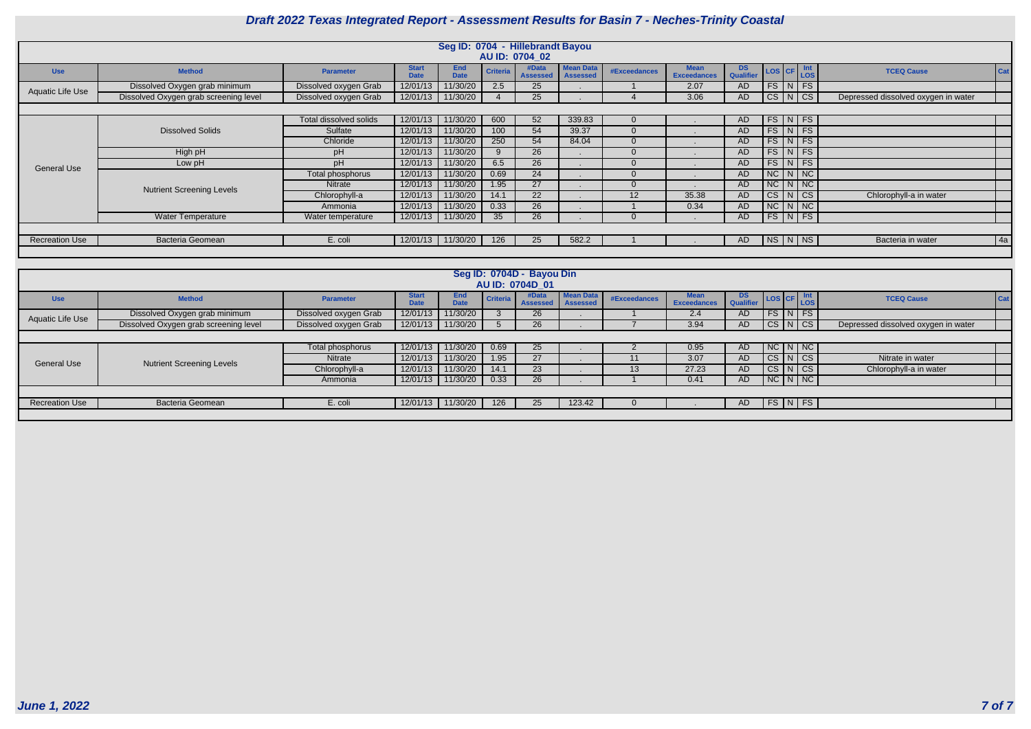# Draft 2022 Texas Integrated Report - Assessment Results for Basin 7 - Neches-Trinity Coastal

## Seg ID: 0704 - Hillebrandt Bayou

### AU ID: 0704_02

| Use | Method | Parameter | Start Date | End Date | Criteria | #Data Assessed | Mean Data Assessed | #Exceedances | Mean Exceedances | DS Qualifier | LOS | CF | Int LOS | TCEQ Cause | Cat |
|---|---|---|---|---|---|---|---|---|---|---|---|---|---|---|---|
| Aquatic Life Use | Dissolved Oxygen grab minimum | Dissolved oxygen Grab | 12/01/13 | 11/30/20 | 2.5 | 25 | . | 1 | 2.07 | AD | FS | N | FS | | |
| | Dissolved Oxygen grab screening level | Dissolved oxygen Grab | 12/01/13 | 11/30/20 | 4 | 25 | . | 4 | 3.06 | AD | CS | N | CS | Depressed dissolved oxygen in water | |
| General Use | Dissolved Solids | Total dissolved solids | 12/01/13 | 11/30/20 | 600 | 52 | 339.83 | 0 | . | AD | FS | N | FS | | |
| | | Sulfate | 12/01/13 | 11/30/20 | 100 | 54 | 39.37 | 0 | . | AD | FS | N | FS | | |
| | | Chloride | 12/01/13 | 11/30/20 | 250 | 54 | 84.04 | 0 | . | AD | FS | N | FS | | |
| | High pH | pH | 12/01/13 | 11/30/20 | 9 | 26 | . | 0 | . | AD | FS | N | FS | | |
| | Low pH | pH | 12/01/13 | 11/30/20 | 6.5 | 26 | . | 0 | . | AD | FS | N | FS | | |
| | Nutrient Screening Levels | Total phosphorus | 12/01/13 | 11/30/20 | 0.69 | 24 | . | 0 | . | AD | NC | N | NC | | |
| | | Nitrate | 12/01/13 | 11/30/20 | 1.95 | 27 | . | 0 | . | AD | NC | N | NC | | |
| | | Chlorophyll-a | 12/01/13 | 11/30/20 | 14.1 | 22 | . | 12 | 35.38 | AD | CS | N | CS | Chlorophyll-a in water | |
| | | Ammonia | 12/01/13 | 11/30/20 | 0.33 | 26 | . | 1 | 0.34 | AD | NC | N | NC | | |
| | Water Temperature | Water temperature | 12/01/13 | 11/30/20 | 35 | 26 | . | 0 | . | AD | FS | N | FS | | |
| Recreation Use | Bacteria Geomean | E. coli | 12/01/13 | 11/30/20 | 126 | 25 | 582.2 | 1 | . | AD | NS | N | NS | Bacteria in water | 4a |

## Seg ID: 0704D - Bayou Din

### AU ID: 0704D_01

| Use | Method | Parameter | Start Date | End Date | Criteria | #Data Assessed | Mean Data Assessed | #Exceedances | Mean Exceedances | DS Qualifier | LOS | CF | Int LOS | TCEQ Cause | Cat |
|---|---|---|---|---|---|---|---|---|---|---|---|---|---|---|---|
| Aquatic Life Use | Dissolved Oxygen grab minimum | Dissolved oxygen Grab | 12/01/13 | 11/30/20 | 3 | 26 | . | 1 | 2.4 | AD | FS | N | FS | | |
| | Dissolved Oxygen grab screening level | Dissolved oxygen Grab | 12/01/13 | 11/30/20 | 5 | 26 | . | 7 | 3.94 | AD | CS | N | CS | Depressed dissolved oxygen in water | |
| General Use | Nutrient Screening Levels | Total phosphorus | 12/01/13 | 11/30/20 | 0.69 | 25 | . | 2 | 0.95 | AD | NC | N | NC | | |
| | | Nitrate | 12/01/13 | 11/30/20 | 1.95 | 27 | . | 11 | 3.07 | AD | CS | N | CS | Nitrate in water | |
| | | Chlorophyll-a | 12/01/13 | 11/30/20 | 14.1 | 23 | . | 13 | 27.23 | AD | CS | N | CS | Chlorophyll-a in water | |
| | | Ammonia | 12/01/13 | 11/30/20 | 0.33 | 26 | . | 1 | 0.41 | AD | NC | N | NC | | |
| Recreation Use | Bacteria Geomean | E. coli | 12/01/13 | 11/30/20 | 126 | 25 | 123.42 | 0 | . | AD | FS | N | FS | | |

June 1, 2022